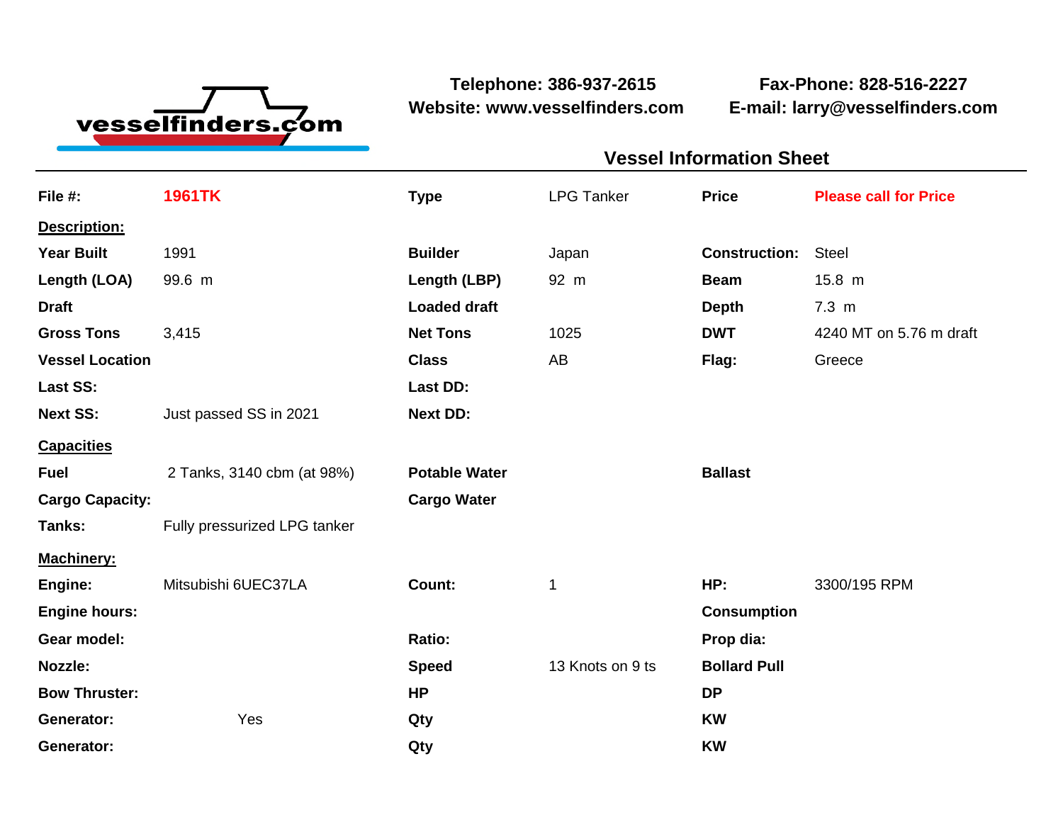vesselfinders.com

**Telephone: 386-937-2615**
**Website: www.vesselfinders.com**

**Fax-Phone: 828-516-2227**
**E-mail: larry@vesselfinders.com**

## Vessel Information Sheet

| | | | | | |
|---|---|---|---|---|---|
| **File #:** | **1961TK** | **Type** | LPG Tanker | **Price** | **Please call for Price** |
| **Description:** | | | | | |
| **Year Built** | 1991 | **Builder** | Japan | **Construction:** | Steel |
| **Length (LOA)** | 99.6 m | **Length (LBP)** | 92 m | **Beam** | 15.8 m |
| **Draft** | | **Loaded draft** | | **Depth** | 7.3 m |
| **Gross Tons** | 3,415 | **Net Tons** | 1025 | **DWT** | 4240 MT on 5.76 m draft |
| **Vessel Location** | | **Class** | AB | **Flag:** | Greece |
| **Last SS:** | | **Last DD:** | | | |
| **Next SS:** | Just passed SS in 2021 | **Next DD:** | | | |
| **Capacities** | | | | | |
| **Fuel** | 2 Tanks, 3140 cbm (at 98%) | **Potable Water** | | **Ballast** | |
| **Cargo Capacity:** | | **Cargo Water** | | | |
| **Tanks:** | Fully pressurized LPG tanker | | | | |
| **Machinery:** | | | | | |
| **Engine:** | Mitsubishi 6UEC37LA | **Count:** | 1 | **HP:** | 3300/195 RPM |
| **Engine hours:** | | | | **Consumption** | |
| **Gear model:** | | **Ratio:** | | **Prop dia:** | |
| **Nozzle:** | | **Speed** | 13 Knots on 9 ts | **Bollard Pull** | |
| **Bow Thruster:** | | **HP** | | **DP** | |
| **Generator:** | Yes | **Qty** | | **KW** | |
| **Generator:** | | **Qty** | | **KW** | |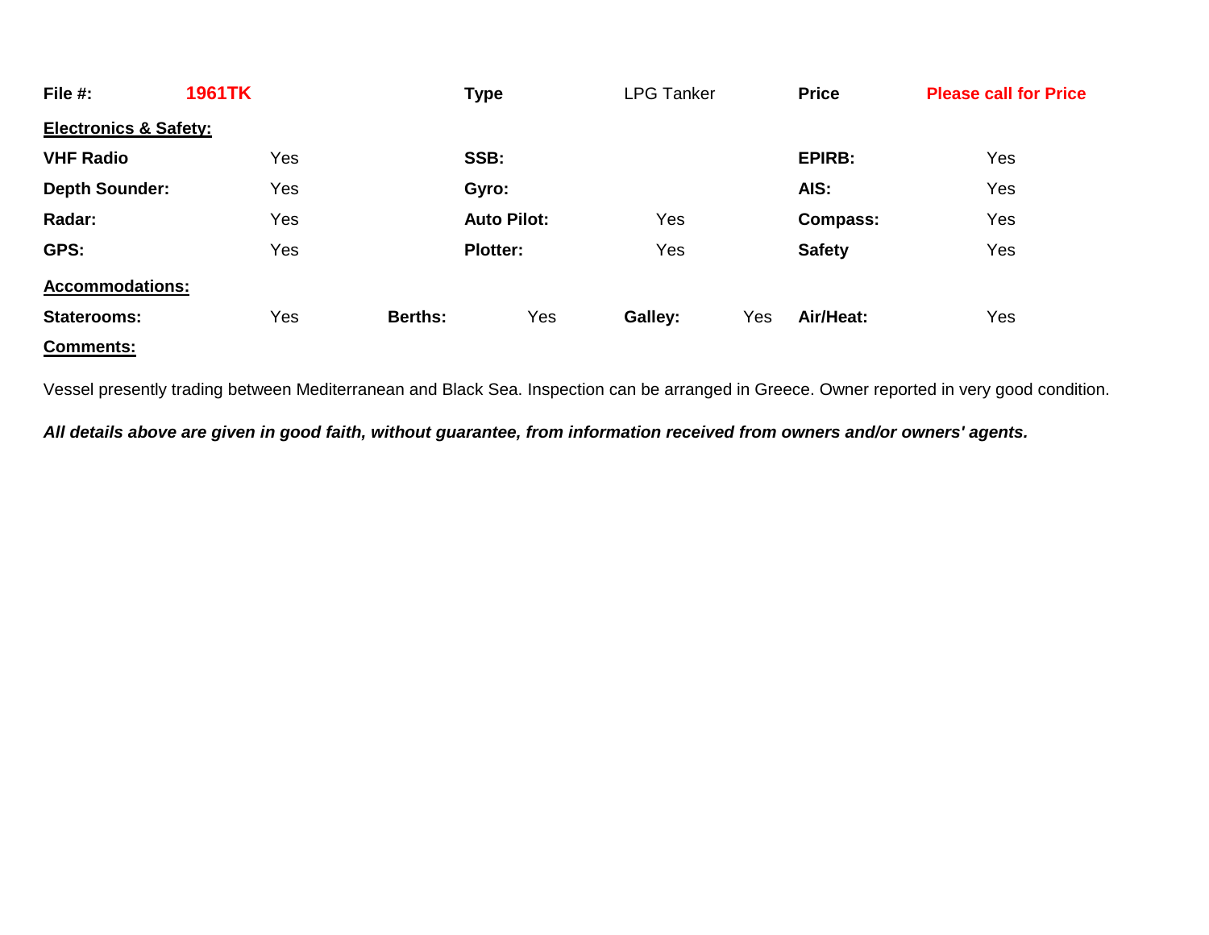| | | | | | |
|---|---|---|---|---|---|
| **File #:** | **1961TK** | **Type** | LPG Tanker | **Price** | **Please call for Price** |

**Electronics & Safety:**

| | | | | | |
|---|---|---|---|---|---|
| **VHF Radio** | Yes | **SSB:** | | **EPIRB:** | Yes |
| **Depth Sounder:** | Yes | **Gyro:** | | **AIS:** | Yes |
| **Radar:** | Yes | **Auto Pilot:** | Yes | **Compass:** | Yes |
| **GPS:** | Yes | **Plotter:** | Yes | **Safety** | Yes |

**Accommodations:**

| | | | | | | | |
|---|---|---|---|---|---|---|---|
| **Staterooms:** | Yes | **Berths:** | Yes | **Galley:** | Yes | **Air/Heat:** | Yes |

**Comments:**

Vessel presently trading between Mediterranean and Black Sea. Inspection can be arranged in Greece. Owner reported in very good condition.

***All details above are given in good faith, without guarantee, from information received from owners and/or owners' agents.***